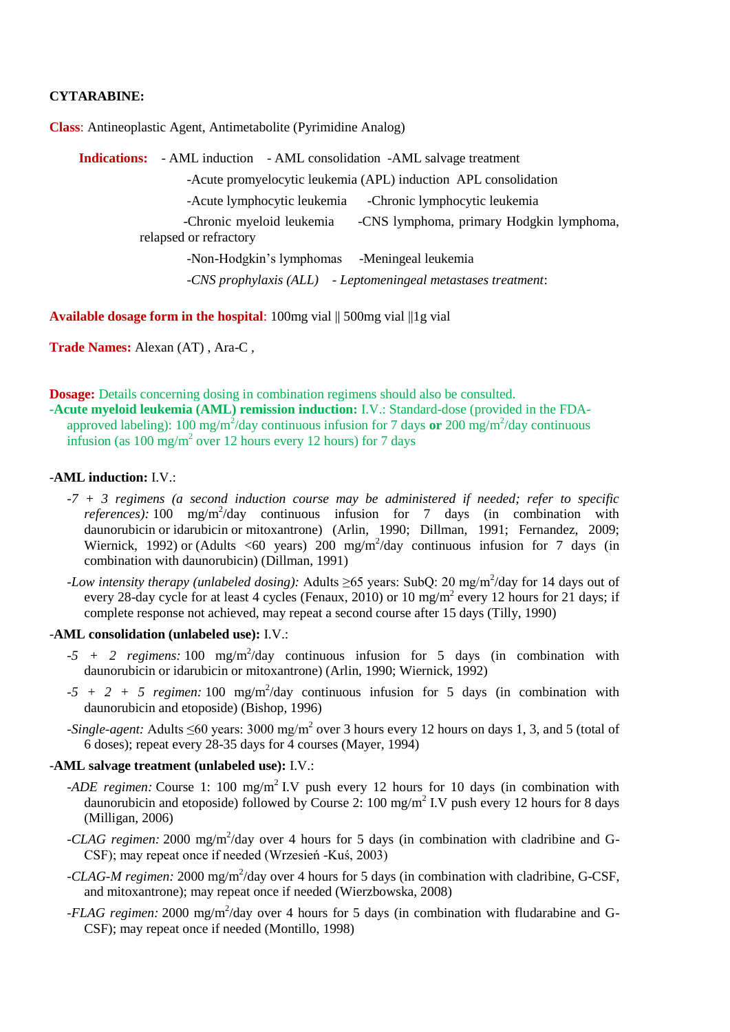**CYTARABINE:**

**Class**: Antineoplastic Agent, Antimetabolite (Pyrimidine Analog)

**Indications:** - AML induction - AML consolidation -AML salvage treatment

-Acute promyelocytic leukemia (APL) induction APL consolidation

-Acute lymphocytic leukemia -Chronic lymphocytic leukemia

-Chronic myeloid leukemia -CNS lymphoma, primary Hodgkin lymphoma, relapsed or refractory

-Non-Hodgkin's lymphomas -Meningeal leukemia

*-CNS prophylaxis (ALL) - Leptomeningeal metastases treatment*:

**Available dosage form in the hospital**: 100mg vial || 500mg vial ||1g vial

**Trade Names:** Alexan (AT) , Ara-C ,

**Dosage:** Details concerning dosing in combination regimens should also be consulted.

**-Acute myeloid leukemia (AML) remission induction:** I.V.: Standard-dose (provided in the FDA-approved labeling): 100 $mg/m^2$/day continuous infusion for 7 days **or** 200 $mg/m^2$/day continuous infusion (as 100 $mg/m^2$ over 12 hours every 12 hours) for 7 days

**-AML induction:** I.V.:

- *-7 + 3 regimens (a second induction course may be administered if needed; refer to specific references):* 100 $mg/m^2$/day continuous infusion for 7 days (in combination with daunorubicin or idarubicin or mitoxantrone) (Arlin, 1990; Dillman, 1991; Fernandez, 2009; Wiernick, 1992) or (Adults <60 years) 200 $mg/m^2$/day continuous infusion for 7 days (in combination with daunorubicin) (Dillman, 1991)
- *-Low intensity therapy (unlabeled dosing):* Adults ≥65 years: SubQ: 20 $mg/m^2$/day for 14 days out of every 28-day cycle for at least 4 cycles (Fenaux, 2010) or 10 $mg/m^2$ every 12 hours for 21 days; if complete response not achieved, may repeat a second course after 15 days (Tilly, 1990)

**-AML consolidation (unlabeled use):** I.V.:

- *-5 + 2 regimens:* 100 $mg/m^2$/day continuous infusion for 5 days (in combination with daunorubicin or idarubicin or mitoxantrone) (Arlin, 1990; Wiernick, 1992)
- *-5 + 2 + 5 regimen:* 100 $mg/m^2$/day continuous infusion for 5 days (in combination with daunorubicin and etoposide) (Bishop, 1996)
- *-Single-agent:* Adults ≤60 years: 3000 $mg/m^2$ over 3 hours every 12 hours on days 1, 3, and 5 (total of 6 doses); repeat every 28-35 days for 4 courses (Mayer, 1994)

**-AML salvage treatment (unlabeled use):** I.V.:

- *-ADE regimen:* Course 1: 100 $mg/m^2$ I.V push every 12 hours for 10 days (in combination with daunorubicin and etoposide) followed by Course 2: 100 $mg/m^2$ I.V push every 12 hours for 8 days (Milligan, 2006)
- *-CLAG regimen:* 2000 $mg/m^2$/day over 4 hours for 5 days (in combination with cladribine and G-CSF); may repeat once if needed (Wrzesień -Kuś, 2003)
- *-CLAG-M regimen:* 2000 $mg/m^2$/day over 4 hours for 5 days (in combination with cladribine, G-CSF, and mitoxantrone); may repeat once if needed (Wierzbowska, 2008)
- *-FLAG regimen:* 2000 $mg/m^2$/day over 4 hours for 5 days (in combination with fludarabine and G-CSF); may repeat once if needed (Montillo, 1998)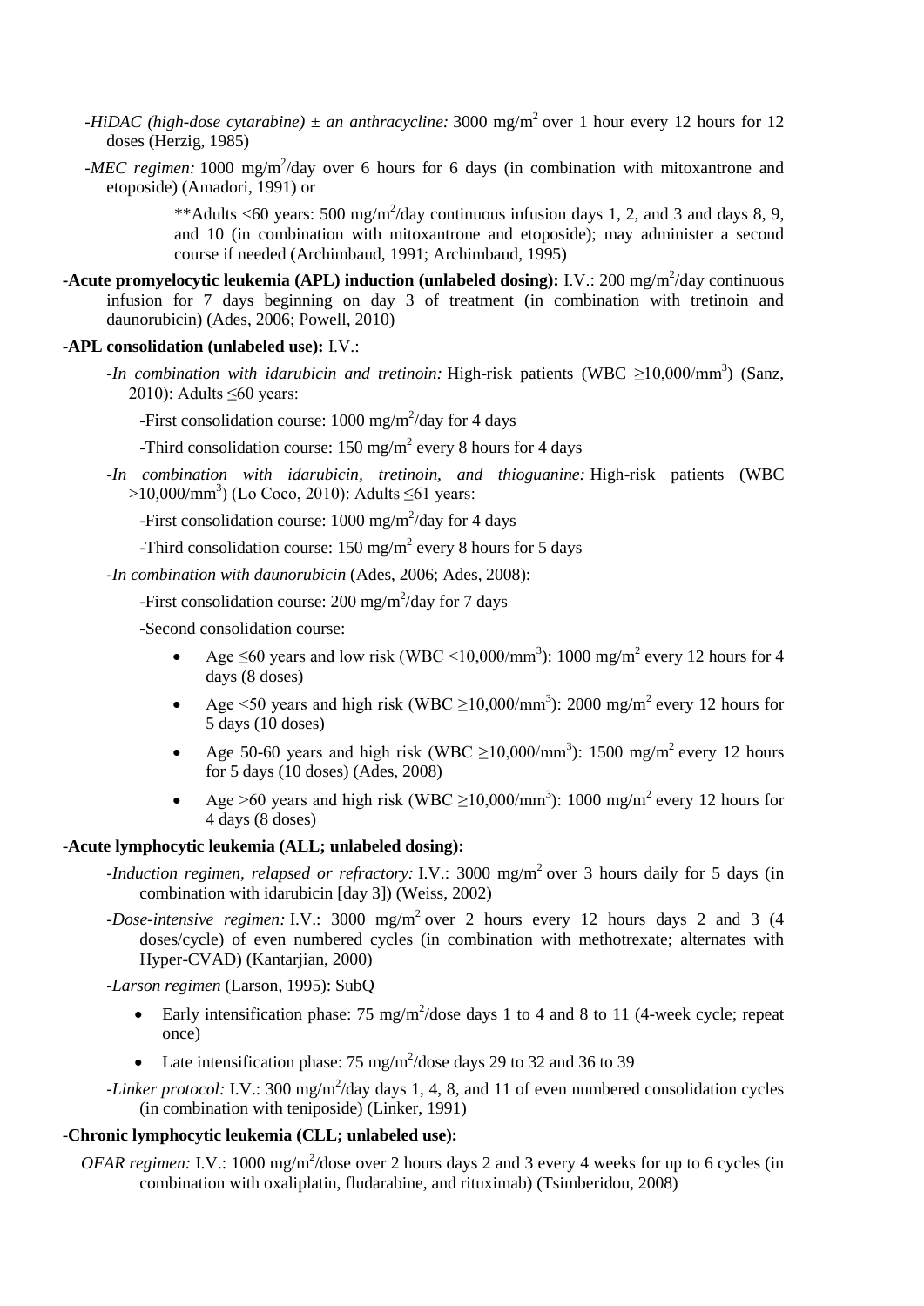-*HiDAC (high-dose cytarabine) ± an anthracycline:* 3000 mg/m$^2$ over 1 hour every 12 hours for 12 doses (Herzig, 1985)

-*MEC regimen:* 1000 mg/m$^2$/day over 6 hours for 6 days (in combination with mitoxantrone and etoposide) (Amadori, 1991) or

> **Adults <60 years: 500 mg/m$^2$/day continuous infusion days 1, 2, and 3 and days 8, 9, and 10 (in combination with mitoxantrone and etoposide); may administer a second course if needed (Archimbaud, 1991; Archimbaud, 1995)

**-Acute promyelocytic leukemia (APL) induction (unlabeled dosing):** I.V.: 200 mg/m$^2$/day continuous infusion for 7 days beginning on day 3 of treatment (in combination with tretinoin and daunorubicin) (Ades, 2006; Powell, 2010)

-**APL consolidation (unlabeled use):** I.V.:

-*In combination with idarubicin and tretinoin:* High-risk patients (WBC ≥10,000/mm$^3$) (Sanz, 2010): Adults ≤60 years:

-First consolidation course: 1000 mg/m$^2$/day for 4 days

-Third consolidation course: 150 mg/m$^2$ every 8 hours for 4 days

-*In combination with idarubicin, tretinoin, and thioguanine:* High-risk patients (WBC >10,000/mm$^3$) (Lo Coco, 2010): Adults ≤61 years:

-First consolidation course: 1000 mg/m$^2$/day for 4 days

-Third consolidation course: 150 mg/m$^2$ every 8 hours for 5 days

-*In combination with daunorubicin* (Ades, 2006; Ades, 2008):

-First consolidation course: 200 mg/m$^2$/day for 7 days

-Second consolidation course:

- Age ≤60 years and low risk (WBC <10,000/mm$^3$): 1000 mg/m$^2$ every 12 hours for 4 days (8 doses)
- Age <50 years and high risk (WBC ≥10,000/mm$^3$): 2000 mg/m$^2$ every 12 hours for 5 days (10 doses)
- Age 50-60 years and high risk (WBC ≥10,000/mm$^3$): 1500 mg/m$^2$ every 12 hours for 5 days (10 doses) (Ades, 2008)
- Age >60 years and high risk (WBC ≥10,000/mm$^3$): 1000 mg/m$^2$ every 12 hours for 4 days (8 doses)

-**Acute lymphocytic leukemia (ALL; unlabeled dosing):**

-*Induction regimen, relapsed or refractory:* I.V.: 3000 mg/m$^2$ over 3 hours daily for 5 days (in combination with idarubicin [day 3]) (Weiss, 2002)

-*Dose-intensive regimen:* I.V.: 3000 mg/m$^2$ over 2 hours every 12 hours days 2 and 3 (4 doses/cycle) of even numbered cycles (in combination with methotrexate; alternates with Hyper-CVAD) (Kantarjian, 2000)

-*Larson regimen* (Larson, 1995): SubQ

- Early intensification phase: 75 mg/m$^2$/dose days 1 to 4 and 8 to 11 (4-week cycle; repeat once)
- Late intensification phase: 75 mg/m$^2$/dose days 29 to 32 and 36 to 39

-*Linker protocol:* I.V.: 300 mg/m$^2$/day days 1, 4, 8, and 11 of even numbered consolidation cycles (in combination with teniposide) (Linker, 1991)

-**Chronic lymphocytic leukemia (CLL; unlabeled use):**

*OFAR regimen:* I.V.: 1000 mg/m$^2$/dose over 2 hours days 2 and 3 every 4 weeks for up to 6 cycles (in combination with oxaliplatin, fludarabine, and rituximab) (Tsimberidou, 2008)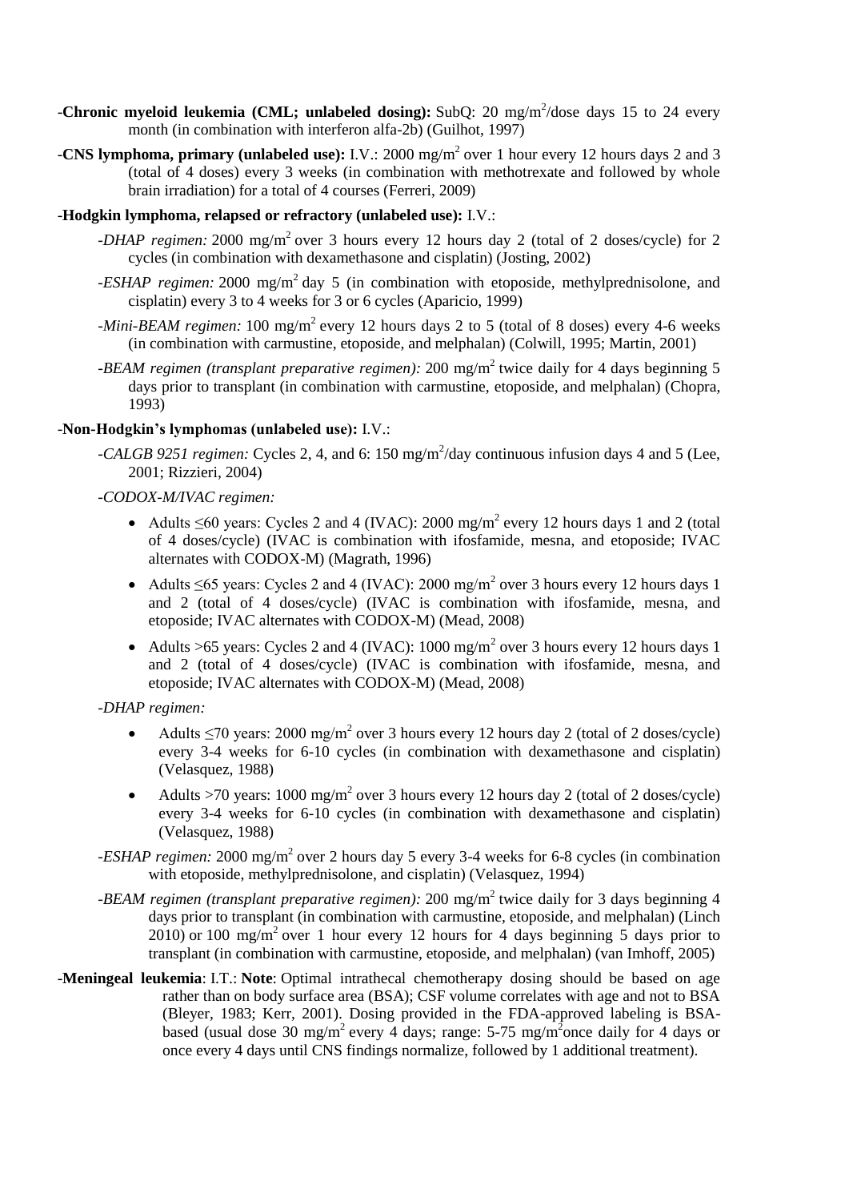-**Chronic myeloid leukemia (CML; unlabeled dosing):** SubQ: 20 mg/m$^2$/dose days 15 to 24 every month (in combination with interferon alfa-2b) (Guilhot, 1997)

-**CNS lymphoma, primary (unlabeled use):** I.V.: 2000 mg/m$^2$ over 1 hour every 12 hours days 2 and 3 (total of 4 doses) every 3 weeks (in combination with methotrexate and followed by whole brain irradiation) for a total of 4 courses (Ferreri, 2009)

-**Hodgkin lymphoma, relapsed or refractory (unlabeled use):** I.V.:

- -*DHAP regimen:* 2000 mg/m$^2$ over 3 hours every 12 hours day 2 (total of 2 doses/cycle) for 2 cycles (in combination with dexamethasone and cisplatin) (Josting, 2002)
- -*ESHAP regimen:* 2000 mg/m$^2$ day 5 (in combination with etoposide, methylprednisolone, and cisplatin) every 3 to 4 weeks for 3 or 6 cycles (Aparicio, 1999)
- -*Mini-BEAM regimen:* 100 mg/m$^2$ every 12 hours days 2 to 5 (total of 8 doses) every 4-6 weeks (in combination with carmustine, etoposide, and melphalan) (Colwill, 1995; Martin, 2001)
- -*BEAM regimen (transplant preparative regimen):* 200 mg/m$^2$ twice daily for 4 days beginning 5 days prior to transplant (in combination with carmustine, etoposide, and melphalan) (Chopra, 1993)

-**Non-Hodgkin's lymphomas (unlabeled use):** I.V.:

- -*CALGB 9251 regimen:* Cycles 2, 4, and 6: 150 mg/m$^2$/day continuous infusion days 4 and 5 (Lee, 2001; Rizzieri, 2004)
- -*CODOX-M/IVAC regimen:*
  - Adults ≤60 years: Cycles 2 and 4 (IVAC): 2000 mg/m$^2$ every 12 hours days 1 and 2 (total of 4 doses/cycle) (IVAC is combination with ifosfamide, mesna, and etoposide; IVAC alternates with CODOX-M) (Magrath, 1996)
  - Adults ≤65 years: Cycles 2 and 4 (IVAC): 2000 mg/m$^2$ over 3 hours every 12 hours days 1 and 2 (total of 4 doses/cycle) (IVAC is combination with ifosfamide, mesna, and etoposide; IVAC alternates with CODOX-M) (Mead, 2008)
  - Adults >65 years: Cycles 2 and 4 (IVAC): 1000 mg/m$^2$ over 3 hours every 12 hours days 1 and 2 (total of 4 doses/cycle) (IVAC is combination with ifosfamide, mesna, and etoposide; IVAC alternates with CODOX-M) (Mead, 2008)
- -*DHAP regimen:*
  - Adults ≤70 years: 2000 mg/m$^2$ over 3 hours every 12 hours day 2 (total of 2 doses/cycle) every 3-4 weeks for 6-10 cycles (in combination with dexamethasone and cisplatin) (Velasquez, 1988)
  - Adults >70 years: 1000 mg/m$^2$ over 3 hours every 12 hours day 2 (total of 2 doses/cycle) every 3-4 weeks for 6-10 cycles (in combination with dexamethasone and cisplatin) (Velasquez, 1988)
- -*ESHAP regimen:* 2000 mg/m$^2$ over 2 hours day 5 every 3-4 weeks for 6-8 cycles (in combination with etoposide, methylprednisolone, and cisplatin) (Velasquez, 1994)
- -*BEAM regimen (transplant preparative regimen):* 200 mg/m$^2$ twice daily for 3 days beginning 4 days prior to transplant (in combination with carmustine, etoposide, and melphalan) (Linch 2010) or 100 mg/m$^2$ over 1 hour every 12 hours for 4 days beginning 5 days prior to transplant (in combination with carmustine, etoposide, and melphalan) (van Imhoff, 2005)

-**Meningeal leukemia**: I.T.: **Note**: Optimal intrathecal chemotherapy dosing should be based on age rather than on body surface area (BSA); CSF volume correlates with age and not to BSA (Bleyer, 1983; Kerr, 2001). Dosing provided in the FDA-approved labeling is BSA-based (usual dose 30 mg/m$^2$ every 4 days; range: 5-75 mg/m$^2$ once daily for 4 days or once every 4 days until CNS findings normalize, followed by 1 additional treatment).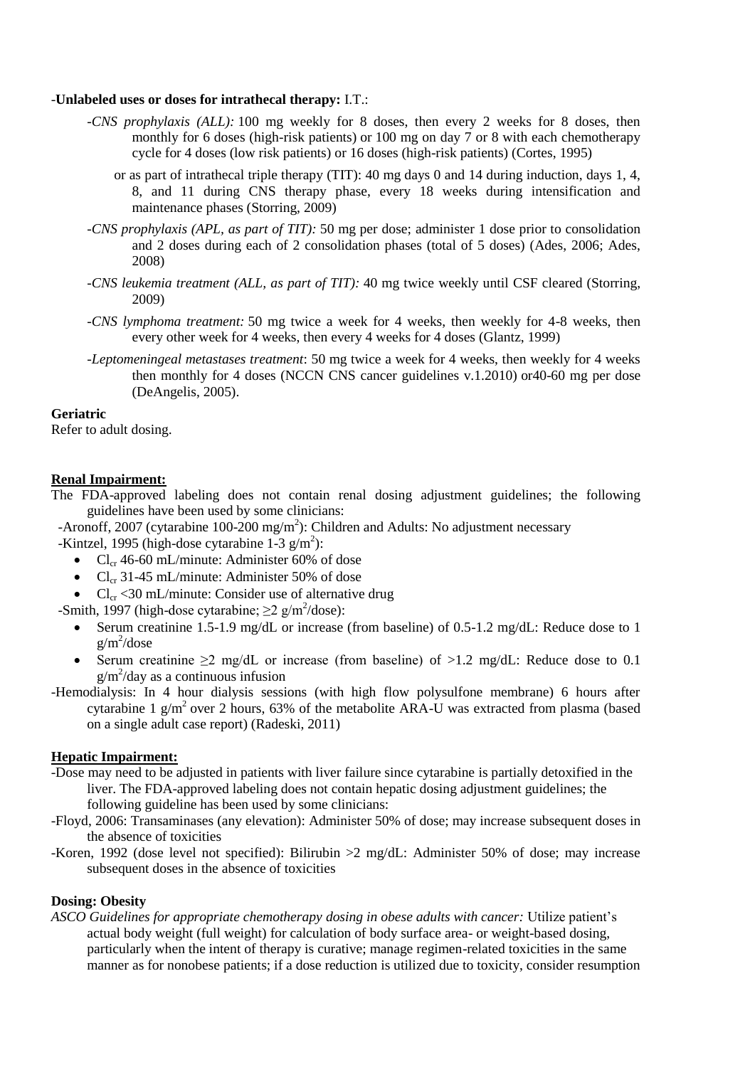-**Unlabeled uses or doses for intrathecal therapy:** I.T.:

-*CNS prophylaxis (ALL):* 100 mg weekly for 8 doses, then every 2 weeks for 8 doses, then monthly for 6 doses (high-risk patients) or 100 mg on day 7 or 8 with each chemotherapy cycle for 4 doses (low risk patients) or 16 doses (high-risk patients) (Cortes, 1995)

or as part of intrathecal triple therapy (TIT): 40 mg days 0 and 14 during induction, days 1, 4, 8, and 11 during CNS therapy phase, every 18 weeks during intensification and maintenance phases (Storring, 2009)

-*CNS prophylaxis (APL, as part of TIT):* 50 mg per dose; administer 1 dose prior to consolidation and 2 doses during each of 2 consolidation phases (total of 5 doses) (Ades, 2006; Ades, 2008)

-*CNS leukemia treatment (ALL, as part of TIT):* 40 mg twice weekly until CSF cleared (Storring, 2009)

-*CNS lymphoma treatment:* 50 mg twice a week for 4 weeks, then weekly for 4-8 weeks, then every other week for 4 weeks, then every 4 weeks for 4 doses (Glantz, 1999)

-*Leptomeningeal metastases treatment*: 50 mg twice a week for 4 weeks, then weekly for 4 weeks then monthly for 4 doses (NCCN CNS cancer guidelines v.1.2010) or40-60 mg per dose (DeAngelis, 2005).

**Geriatric**

Refer to adult dosing.

**Renal Impairment:**

The FDA-approved labeling does not contain renal dosing adjustment guidelines; the following guidelines have been used by some clinicians:

-Aronoff, 2007 (cytarabine 100-200 mg/m$^2$): Children and Adults: No adjustment necessary

-Kintzel, 1995 (high-dose cytarabine 1-3 g/m$^2$):

- $Cl_{cr}$ 46-60 mL/minute: Administer 60% of dose
- $Cl_{cr}$ 31-45 mL/minute: Administer 50% of dose
- $Cl_{cr}$ <30 mL/minute: Consider use of alternative drug

-Smith, 1997 (high-dose cytarabine; $\geq 2$ g/m$^2$/dose):

- Serum creatinine 1.5-1.9 mg/dL or increase (from baseline) of 0.5-1.2 mg/dL: Reduce dose to 1 g/m$^2$/dose
- Serum creatinine $\geq 2$ mg/dL or increase (from baseline) of >1.2 mg/dL: Reduce dose to 0.1 g/m$^2$/day as a continuous infusion

-Hemodialysis: In 4 hour dialysis sessions (with high flow polysulfone membrane) 6 hours after cytarabine 1 g/m$^2$ over 2 hours, 63% of the metabolite ARA-U was extracted from plasma (based on a single adult case report) (Radeski, 2011)

**Hepatic Impairment:**

-Dose may need to be adjusted in patients with liver failure since cytarabine is partially detoxified in the liver. The FDA-approved labeling does not contain hepatic dosing adjustment guidelines; the following guideline has been used by some clinicians:

-Floyd, 2006: Transaminases (any elevation): Administer 50% of dose; may increase subsequent doses in the absence of toxicities

-Koren, 1992 (dose level not specified): Bilirubin >2 mg/dL: Administer 50% of dose; may increase subsequent doses in the absence of toxicities

**Dosing: Obesity**

*ASCO Guidelines for appropriate chemotherapy dosing in obese adults with cancer:* Utilize patient's actual body weight (full weight) for calculation of body surface area- or weight-based dosing, particularly when the intent of therapy is curative; manage regimen-related toxicities in the same manner as for nonobese patients; if a dose reduction is utilized due to toxicity, consider resumption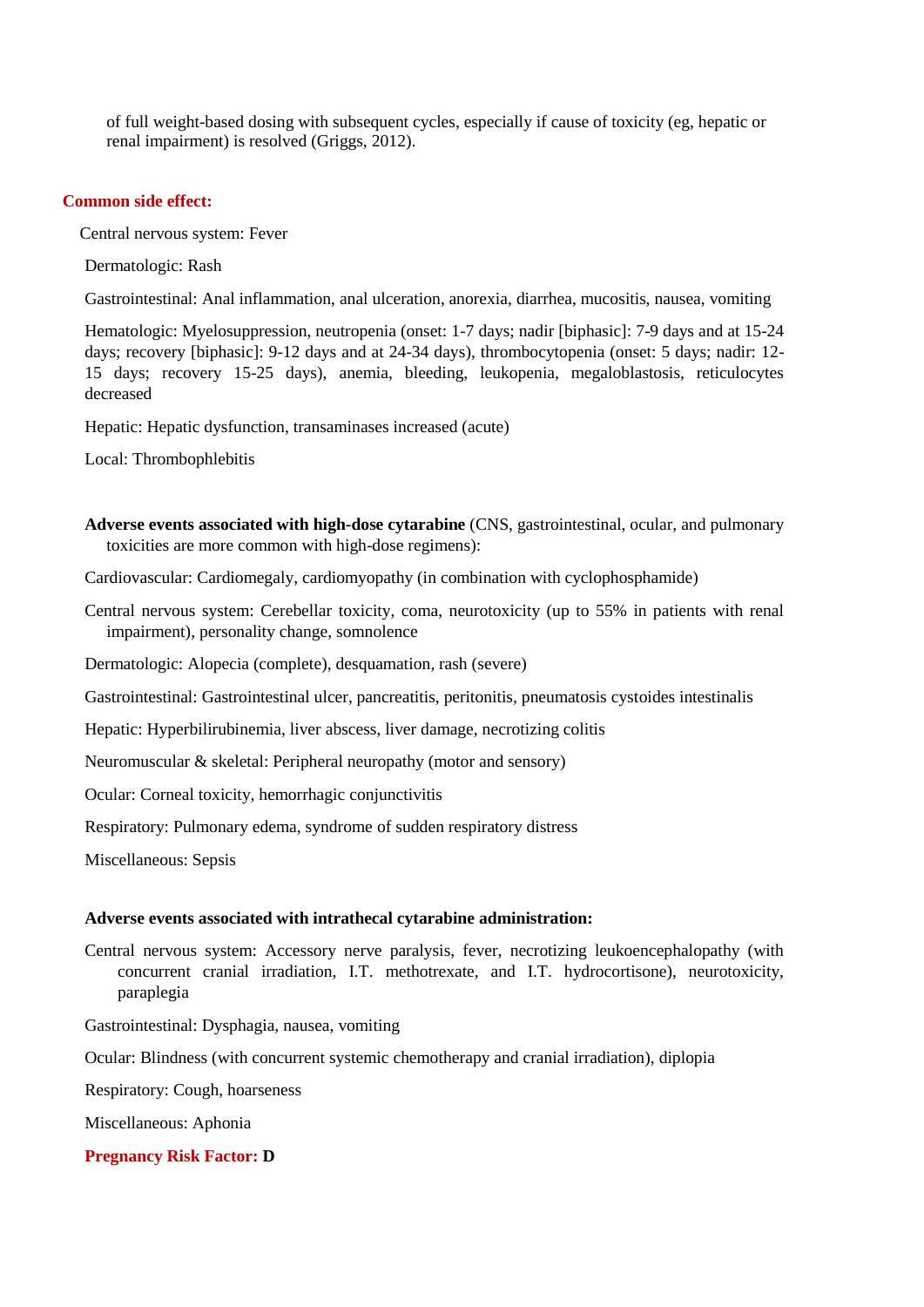of full weight-based dosing with subsequent cycles, especially if cause of toxicity (eg, hepatic or renal impairment) is resolved (Griggs, 2012).

**Common side effect:**

Central nervous system: Fever

Dermatologic: Rash

Gastrointestinal: Anal inflammation, anal ulceration, anorexia, diarrhea, mucositis, nausea, vomiting

Hematologic: Myelosuppression, neutropenia (onset: 1-7 days; nadir [biphasic]: 7-9 days and at 15-24 days; recovery [biphasic]: 9-12 days and at 24-34 days), thrombocytopenia (onset: 5 days; nadir: 12-15 days; recovery 15-25 days), anemia, bleeding, leukopenia, megaloblastosis, reticulocytes decreased

Hepatic: Hepatic dysfunction, transaminases increased (acute)

Local: Thrombophlebitis

**Adverse events associated with high-dose cytarabine** (CNS, gastrointestinal, ocular, and pulmonary toxicities are more common with high-dose regimens):

Cardiovascular: Cardiomegaly, cardiomyopathy (in combination with cyclophosphamide)

Central nervous system: Cerebellar toxicity, coma, neurotoxicity (up to 55% in patients with renal impairment), personality change, somnolence

Dermatologic: Alopecia (complete), desquamation, rash (severe)

Gastrointestinal: Gastrointestinal ulcer, pancreatitis, peritonitis, pneumatosis cystoides intestinalis

Hepatic: Hyperbilirubinemia, liver abscess, liver damage, necrotizing colitis

Neuromuscular & skeletal: Peripheral neuropathy (motor and sensory)

Ocular: Corneal toxicity, hemorrhagic conjunctivitis

Respiratory: Pulmonary edema, syndrome of sudden respiratory distress

Miscellaneous: Sepsis

**Adverse events associated with intrathecal cytarabine administration:**

Central nervous system: Accessory nerve paralysis, fever, necrotizing leukoencephalopathy (with concurrent cranial irradiation, I.T. methotrexate, and I.T. hydrocortisone), neurotoxicity, paraplegia

Gastrointestinal: Dysphagia, nausea, vomiting

Ocular: Blindness (with concurrent systemic chemotherapy and cranial irradiation), diplopia

Respiratory: Cough, hoarseness

Miscellaneous: Aphonia

**Pregnancy Risk Factor: D**